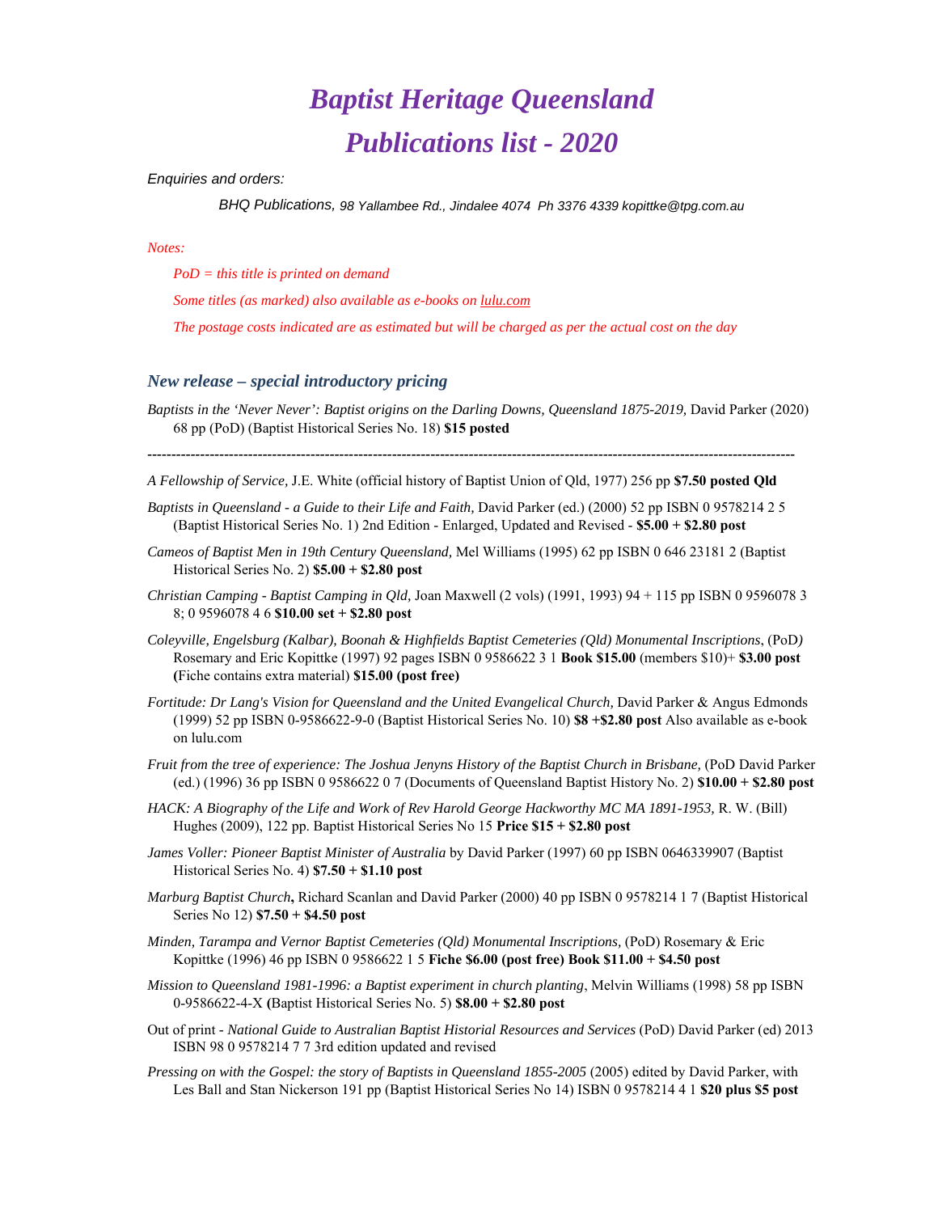# *Baptist Heritage Queensland*
# *Publications list - 2020*

*Enquiries and orders:*

BHQ Publications, *98 Yallambee Rd., Jindalee 4074 Ph 3376 4339 kopittke@tpg.com.au*

*Notes:*

*PoD = this title is printed on demand*

*Some titles (as marked) also available as e-books on lulu.com*

*The postage costs indicated are as estimated but will be charged as per the actual cost on the day*

## *New release – special introductory pricing*

*Baptists in the 'Never Never': Baptist origins on the Darling Downs, Queensland 1875-2019,* David Parker (2020) 68 pp (PoD) (Baptist Historical Series No. 18) **$15 posted**

---

*A Fellowship of Service,* J.E. White (official history of Baptist Union of Qld, 1977) 256 pp **$7.50 posted Qld**

*Baptists in Queensland - a Guide to their Life and Faith,* David Parker (ed.) (2000) 52 pp ISBN 0 9578214 2 5 (Baptist Historical Series No. 1) 2nd Edition - Enlarged, Updated and Revised - **$5.00 + $2.80 post**

*Cameos of Baptist Men in 19th Century Queensland,* Mel Williams (1995) 62 pp ISBN 0 646 23181 2 (Baptist Historical Series No. 2) **$5.00 + $2.80 post**

*Christian Camping - Baptist Camping in Qld,* Joan Maxwell (2 vols) (1991, 1993) 94 + 115 pp ISBN 0 9596078 3 8; 0 9596078 4 6 **$10.00 set + $2.80 post**

*Coleyville, Engelsburg (Kalbar), Boonah & Highfields Baptist Cemeteries (Qld) Monumental Inscriptions*, (PoD*)* Rosemary and Eric Kopittke (1997) 92 pages ISBN 0 9586622 3 1 **Book $15.00** (members $10)+ **$3.00 post (**Fiche contains extra material) **$15.00 (post free)**

*Fortitude: Dr Lang's Vision for Queensland and the United Evangelical Church,* David Parker & Angus Edmonds (1999) 52 pp ISBN 0-9586622-9-0 (Baptist Historical Series No. 10) **$8 +$2.80 post** Also available as e-book on lulu.com

*Fruit from the tree of experience: The Joshua Jenyns History of the Baptist Church in Brisbane,* (PoD David Parker (ed.) (1996) 36 pp ISBN 0 9586622 0 7 (Documents of Queensland Baptist History No. 2) **$10.00 + $2.80 post**

*HACK: A Biography of the Life and Work of Rev Harold George Hackworthy MC MA 1891-1953,* R. W. (Bill) Hughes (2009), 122 pp. Baptist Historical Series No 15 **Price $15 + $2.80 post**

*James Voller: Pioneer Baptist Minister of Australia* by David Parker (1997) 60 pp ISBN 0646339907 (Baptist Historical Series No. 4) **$7.50 + $1.10 post**

*Marburg Baptist Church***,** Richard Scanlan and David Parker (2000) 40 pp ISBN 0 9578214 1 7 (Baptist Historical Series No 12) **$7.50 + $4.50 post**

*Minden, Tarampa and Vernor Baptist Cemeteries (Qld) Monumental Inscriptions,* (PoD) Rosemary & Eric Kopittke (1996) 46 pp ISBN 0 9586622 1 5 **Fiche $6.00 (post free) Book $11.00 + $4.50 post**

*Mission to Queensland 1981-1996: a Baptist experiment in church planting*, Melvin Williams (1998) 58 pp ISBN 0-9586622-4-X **(**Baptist Historical Series No. 5) **$8.00 + $2.80 post**

Out of print - *National Guide to Australian Baptist Historial Resources and Services* (PoD) David Parker (ed) 2013 ISBN 98 0 9578214 7 7 3rd edition updated and revised

*Pressing on with the Gospel: the story of Baptists in Queensland 1855-2005* (2005) edited by David Parker, with Les Ball and Stan Nickerson 191 pp (Baptist Historical Series No 14) ISBN 0 9578214 4 1 **$20 plus $5 post**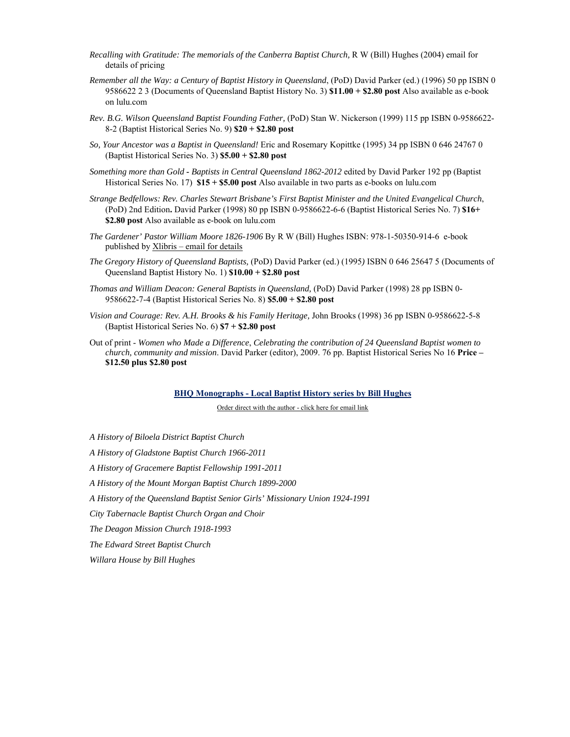*Recalling with Gratitude: The memorials of the Canberra Baptist Church,* R W (Bill) Hughes (2004) email for details of pricing

*Remember all the Way: a Century of Baptist History in Queensland*, (PoD) David Parker (ed.) (1996) 50 pp ISBN 0 9586622 2 3 (Documents of Queensland Baptist History No. 3) **$11.00 + $2.80 post** Also available as e-book on lulu.com

*Rev. B.G. Wilson Queensland Baptist Founding Father,* (PoD) Stan W. Nickerson (1999) 115 pp ISBN 0-9586622-8-2 (Baptist Historical Series No. 9) **$20 + $2.80 post**

*So, Your Ancestor was a Baptist in Queensland!* Eric and Rosemary Kopittke (1995) 34 pp ISBN 0 646 24767 0 (Baptist Historical Series No. 3) **$5.00 + $2.80 post**

*Something more than Gold - Baptists in Central Queensland 1862-2012* edited by David Parker 192 pp (Baptist Historical Series No. 17) **$15 + $5.00 post** Also available in two parts as e-books on lulu.com

*Strange Bedfellows: Rev. Charles Stewart Brisbane's First Baptist Minister and the United Evangelical Church*, (PoD) 2nd Edition**.** David Parker (1998) 80 pp ISBN 0-9586622-6-6 (Baptist Historical Series No. 7) **$16+ $2.80 post** Also available as e-book on lulu.com

*The Gardener' Pastor William Moore 1826-1906* By R W (Bill) Hughes ISBN: 978-1-50350-914-6 e-book published by Xlibris – email for details

*The Gregory History of Queensland Baptists,* (PoD) David Parker (ed.) (1995) ISBN 0 646 25647 5 (Documents of Queensland Baptist History No. 1) **$10.00 + $2.80 post**

*Thomas and William Deacon: General Baptists in Queensland,* (PoD) David Parker (1998) 28 pp ISBN 0-9586622-7-4 (Baptist Historical Series No. 8) **$5.00 + $2.80 post**

*Vision and Courage: Rev. A.H. Brooks & his Family Heritage,* John Brooks (1998) 36 pp ISBN 0-9586622-5-8 (Baptist Historical Series No. 6) **$7 + $2.80 post**

Out of print - *Women who Made a Difference*, *Celebrating the contribution of 24 Queensland Baptist women to church, community and mission*. David Parker (editor), 2009. 76 pp. Baptist Historical Series No 16 **Price – $12.50 plus $2.80 post**

## BHQ Monographs - Local Baptist History series by Bill Hughes

Order direct with the author - click here for email link

*A History of Biloela District Baptist Church*

*A History of Gladstone Baptist Church 1966-2011*

*A History of Gracemere Baptist Fellowship 1991-2011*

*A History of the Mount Morgan Baptist Church 1899-2000*

*A History of the Queensland Baptist Senior Girls' Missionary Union 1924-1991*

*City Tabernacle Baptist Church Organ and Choir*

*The Deagon Mission Church 1918-1993*

*The Edward Street Baptist Church*

*Willara House by Bill Hughes*